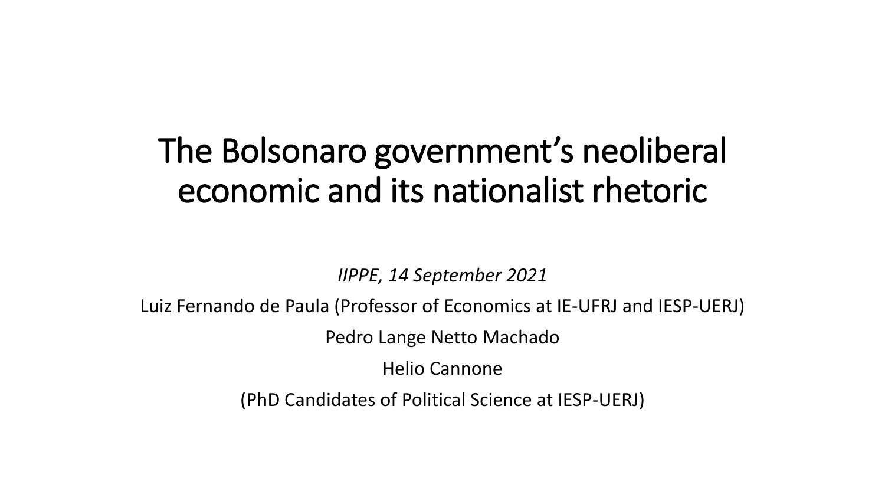# The Bolsonaro government's neoliberal economic and its nationalist rhetoric

*IIPPE, 14 September 2021*

Luiz Fernando de Paula (Professor of Economics at IE-UFRJ and IESP-UERJ)

Pedro Lange Netto Machado

Helio Cannone

(PhD Candidates of Political Science at IESP-UERJ)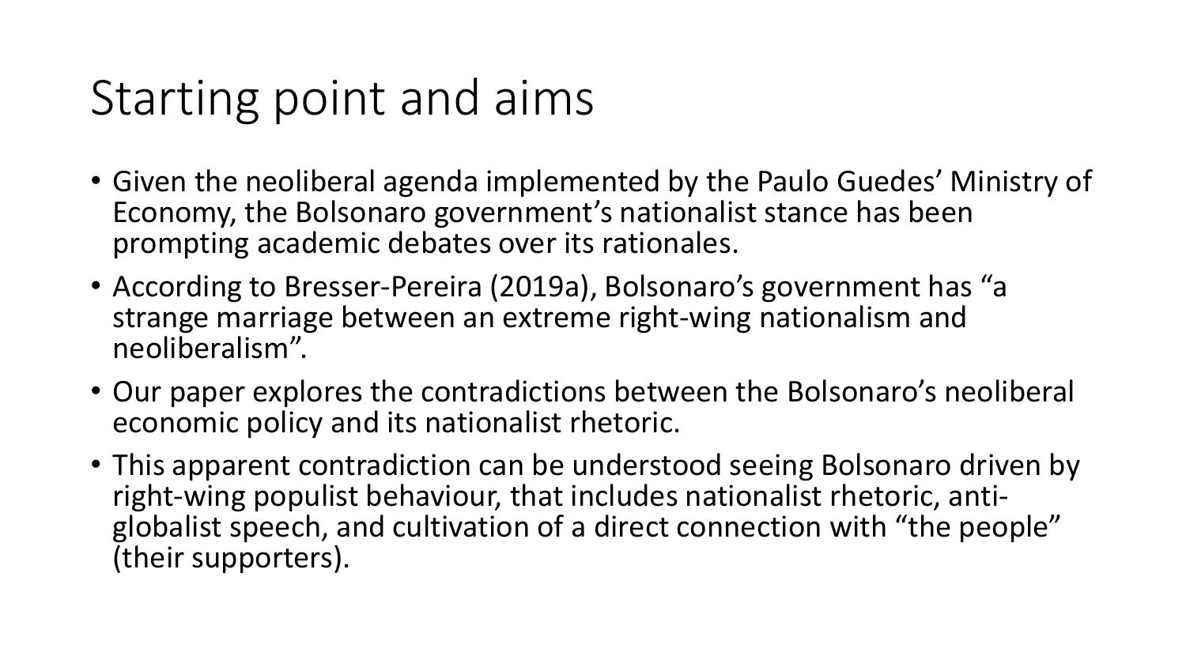# Starting point and aims

- Given the neoliberal agenda implemented by the Paulo Guedes' Ministry of Economy, the Bolsonaro government's nationalist stance has been prompting academic debates over its rationales.
- According to Bresser-Pereira (2019a), Bolsonaro's government has "a strange marriage between an extreme right-wing nationalism and neoliberalism".
- Our paper explores the contradictions between the Bolsonaro's neoliberal economic policy and its nationalist rhetoric.
- This apparent contradiction can be understood seeing Bolsonaro driven by right-wing populist behaviour, that includes nationalist rhetoric, anti-globalist speech, and cultivation of a direct connection with "the people" (their supporters).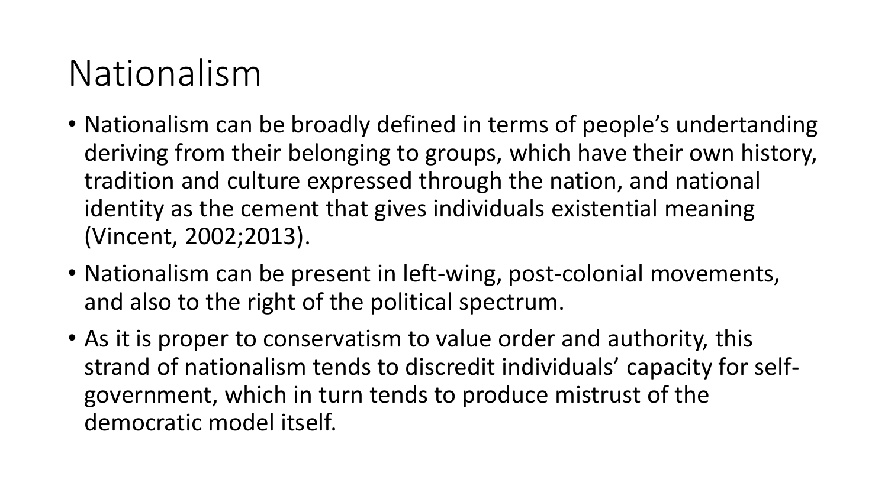# Nationalism

- Nationalism can be broadly defined in terms of people's undertanding deriving from their belonging to groups, which have their own history, tradition and culture expressed through the nation, and national identity as the cement that gives individuals existential meaning (Vincent, 2002;2013).
- Nationalism can be present in left-wing, post-colonial movements, and also to the right of the political spectrum.
- As it is proper to conservatism to value order and authority, this strand of nationalism tends to discredit individuals' capacity for self-government, which in turn tends to produce mistrust of the democratic model itself.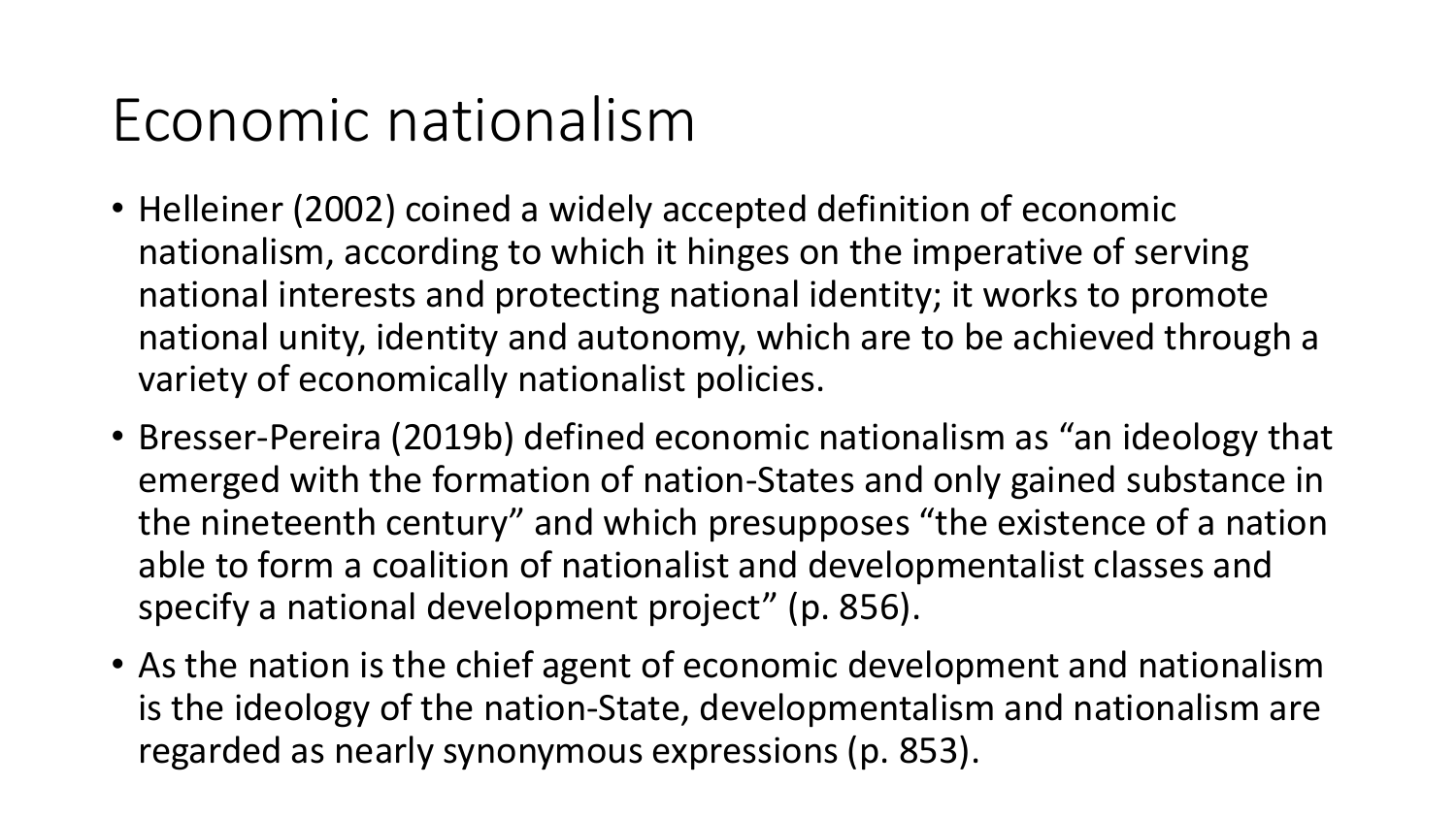# Economic nationalism

- Helleiner (2002) coined a widely accepted definition of economic nationalism, according to which it hinges on the imperative of serving national interests and protecting national identity; it works to promote national unity, identity and autonomy, which are to be achieved through a variety of economically nationalist policies.
- Bresser-Pereira (2019b) defined economic nationalism as “an ideology that emerged with the formation of nation-States and only gained substance in the nineteenth century” and which presupposes “the existence of a nation able to form a coalition of nationalist and developmentalist classes and specify a national development project” (p. 856).
- As the nation is the chief agent of economic development and nationalism is the ideology of the nation-State, developmentalism and nationalism are regarded as nearly synonymous expressions (p. 853).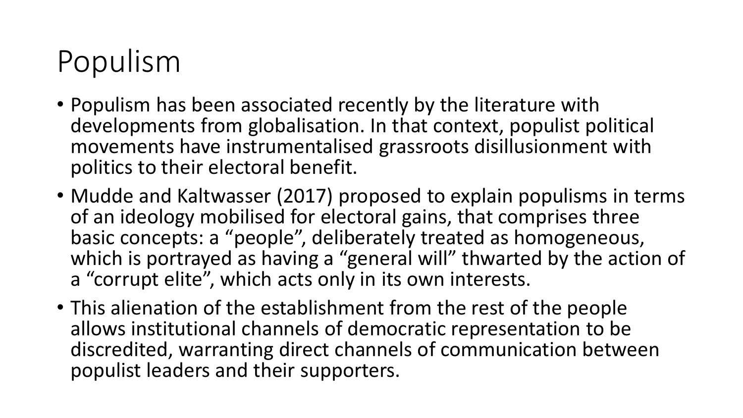# Populism

- Populism has been associated recently by the literature with developments from globalisation. In that context, populist political movements have instrumentalised grassroots disillusionment with politics to their electoral benefit.
- Mudde and Kaltwasser (2017) proposed to explain populisms in terms of an ideology mobilised for electoral gains, that comprises three basic concepts: a "people", deliberately treated as homogeneous, which is portrayed as having a "general will" thwarted by the action of a "corrupt elite", which acts only in its own interests.
- This alienation of the establishment from the rest of the people allows institutional channels of democratic representation to be discredited, warranting direct channels of communication between populist leaders and their supporters.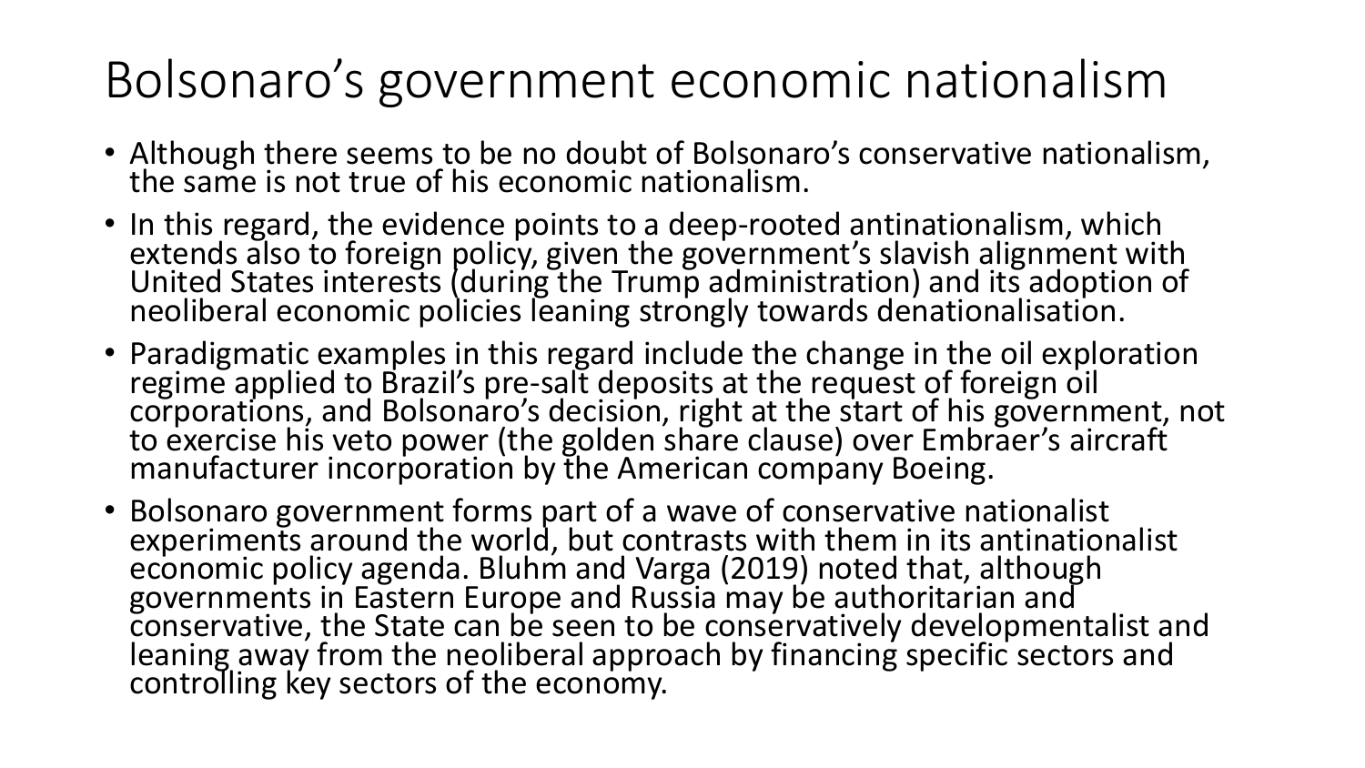# Bolsonaro's government economic nationalism

- Although there seems to be no doubt of Bolsonaro's conservative nationalism, the same is not true of his economic nationalism.
- In this regard, the evidence points to a deep-rooted antinationalism, which extends also to foreign policy, given the government's slavish alignment with United States interests (during the Trump administration) and its adoption of neoliberal economic policies leaning strongly towards denationalisation.
- Paradigmatic examples in this regard include the change in the oil exploration regime applied to Brazil's pre-salt deposits at the request of foreign oil corporations, and Bolsonaro's decision, right at the start of his government, not to exercise his veto power (the golden share clause) over Embraer's aircraft manufacturer incorporation by the American company Boeing.
- Bolsonaro government forms part of a wave of conservative nationalist experiments around the world, but contrasts with them in its antinationalist economic policy agenda. Bluhm and Varga (2019) noted that, although governments in Eastern Europe and Russia may be authoritarian and conservative, the State can be seen to be conservatively developmentalist and leaning away from the neoliberal approach by financing specific sectors and controlling key sectors of the economy.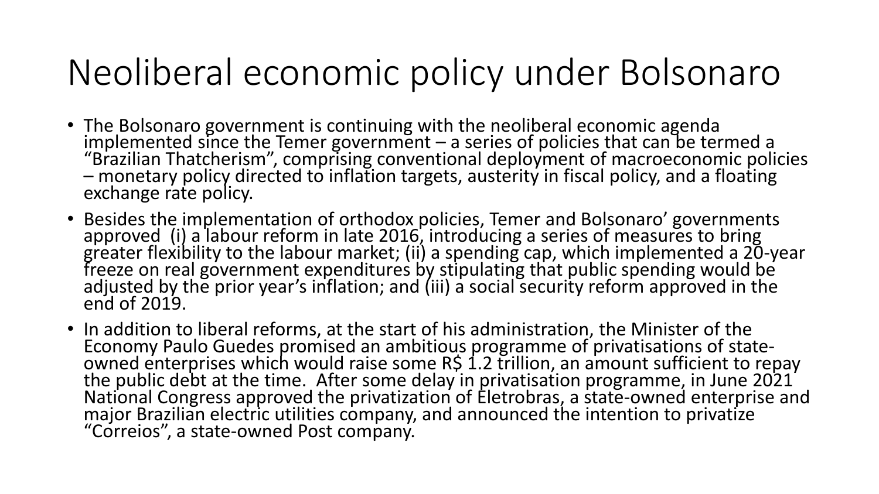# Neoliberal economic policy under Bolsonaro

- The Bolsonaro government is continuing with the neoliberal economic agenda implemented since the Temer government – a series of policies that can be termed a "Brazilian Thatcherism", comprising conventional deployment of macroeconomic policies – monetary policy directed to inflation targets, austerity in fiscal policy, and a floating exchange rate policy.
- Besides the implementation of orthodox policies, Temer and Bolsonaro' governments approved (i) a labour reform in late 2016, introducing a series of measures to bring greater flexibility to the labour market; (ii) a spending cap, which implemented a 20-year freeze on real government expenditures by stipulating that public spending would be adjusted by the prior year's inflation; and (iii) a social security reform approved in the end of 2019.
- In addition to liberal reforms, at the start of his administration, the Minister of the Economy Paulo Guedes promised an ambitious programme of privatisations of state-owned enterprises which would raise some R$ 1.2 trillion, an amount sufficient to repay the public debt at the time. After some delay in privatisation programme, in June 2021 National Congress approved the privatization of Eletrobras, a state-owned enterprise and major Brazilian electric utilities company, and announced the intention to privatize "Correios", a state-owned Post company.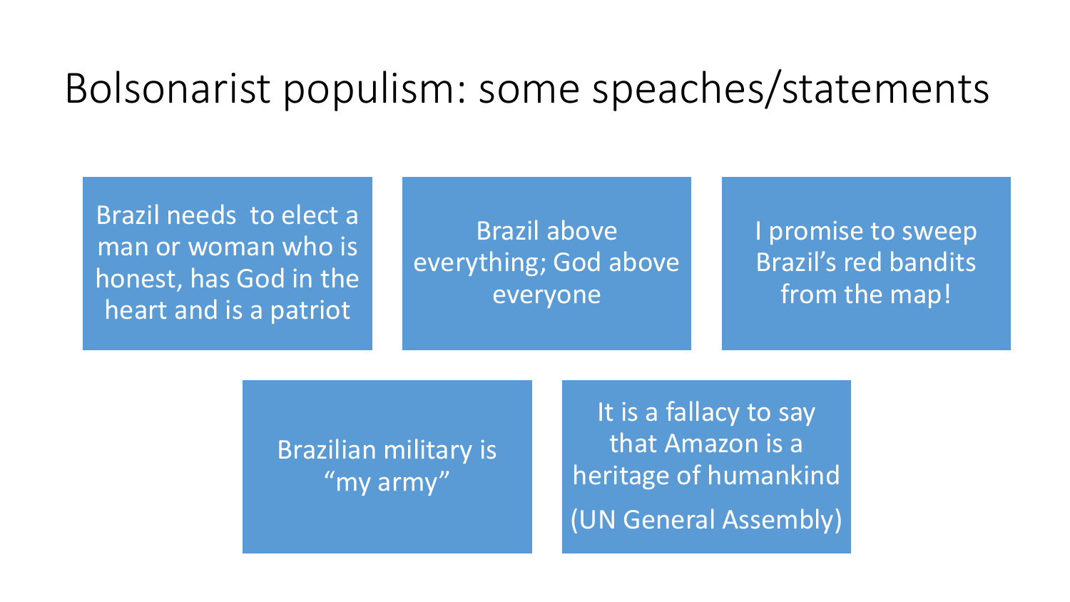# Bolsonarist populism: some speaches/statements

- Brazil needs to elect a man or woman who is honest, has God in the heart and is a patriot
- Brazil above everything; God above everyone
- I promise to sweep Brazil's red bandits from the map!
- Brazilian military is "my army"
- It is a fallacy to say that Amazon is a heritage of humankind

  (UN General Assembly)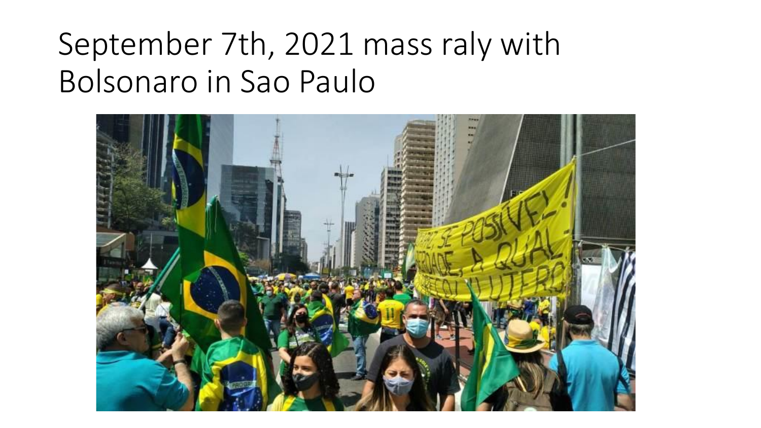# September 7th, 2021 mass raly with Bolsonaro in Sao Paulo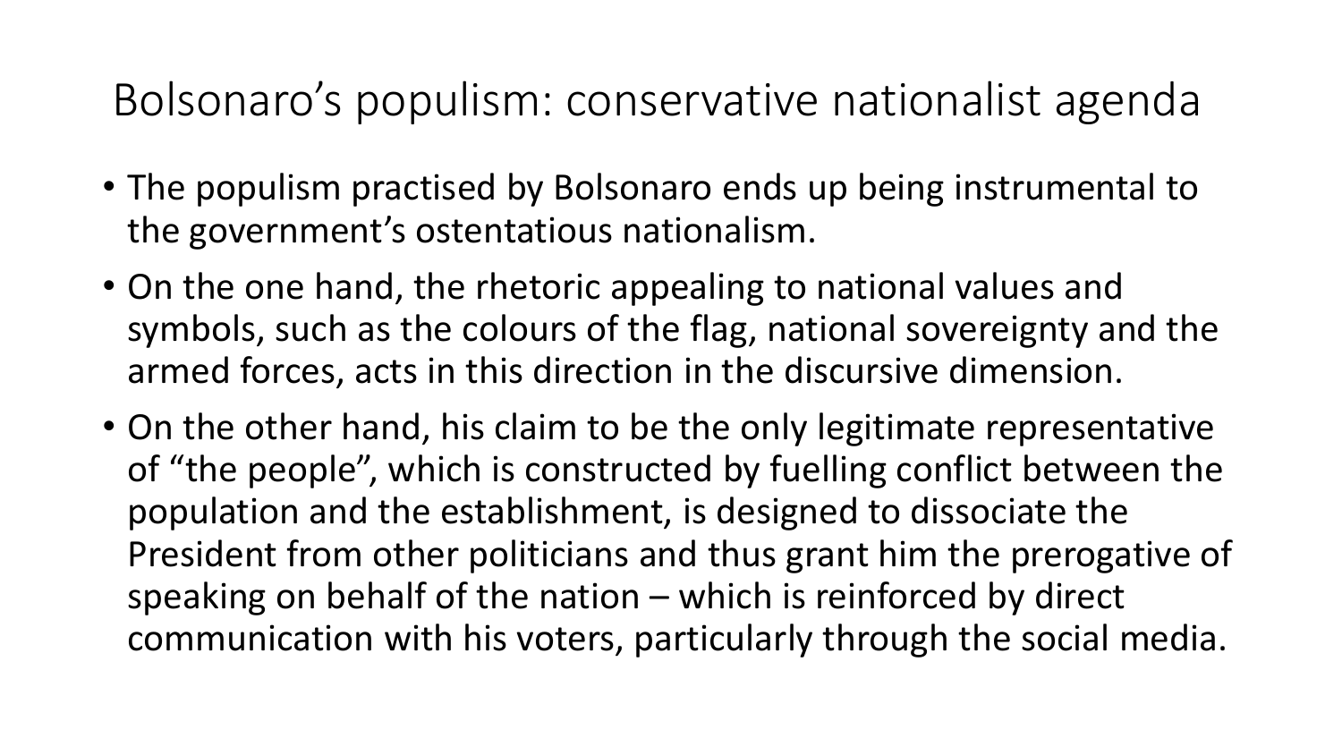# Bolsonaro’s populism: conservative nationalist agenda

- The populism practised by Bolsonaro ends up being instrumental to the government’s ostentatious nationalism.
- On the one hand, the rhetoric appealing to national values and symbols, such as the colours of the flag, national sovereignty and the armed forces, acts in this direction in the discursive dimension.
- On the other hand, his claim to be the only legitimate representative of “the people”, which is constructed by fuelling conflict between the population and the establishment, is designed to dissociate the President from other politicians and thus grant him the prerogative of speaking on behalf of the nation – which is reinforced by direct communication with his voters, particularly through the social media.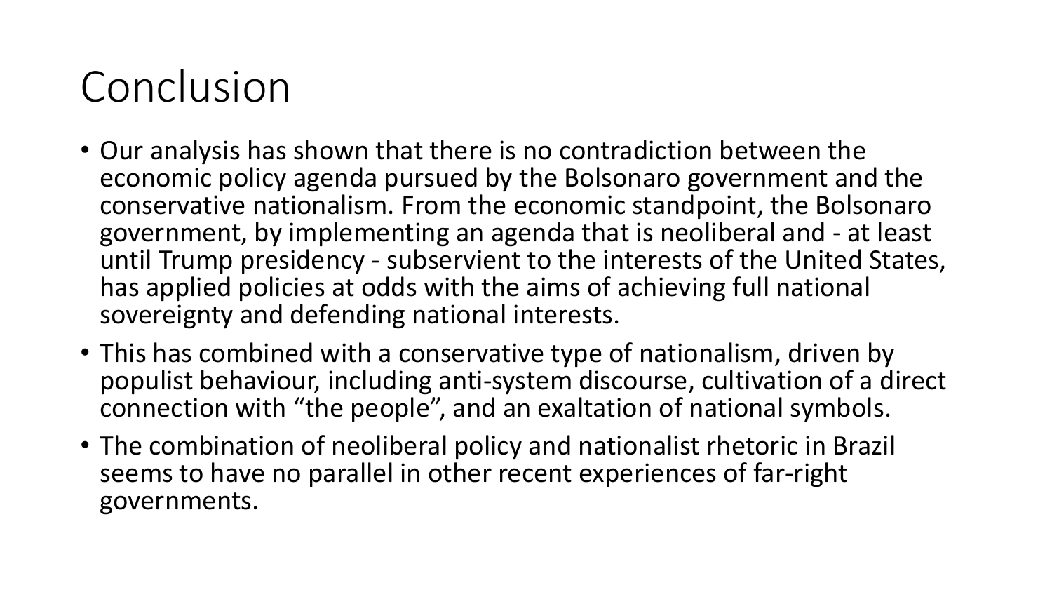# Conclusion

- Our analysis has shown that there is no contradiction between the economic policy agenda pursued by the Bolsonaro government and the conservative nationalism. From the economic standpoint, the Bolsonaro government, by implementing an agenda that is neoliberal and - at least until Trump presidency - subservient to the interests of the United States, has applied policies at odds with the aims of achieving full national sovereignty and defending national interests.
- This has combined with a conservative type of nationalism, driven by populist behaviour, including anti-system discourse, cultivation of a direct connection with "the people", and an exaltation of national symbols.
- The combination of neoliberal policy and nationalist rhetoric in Brazil seems to have no parallel in other recent experiences of far-right governments.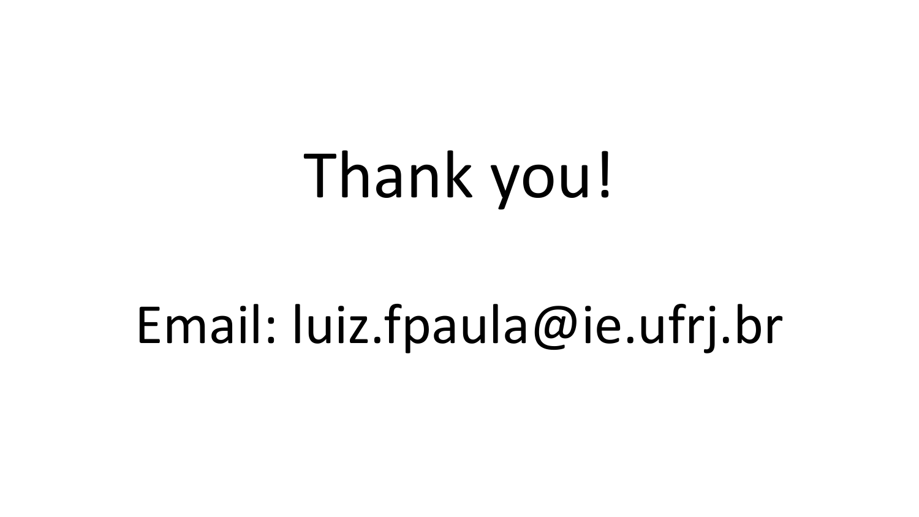# Thank you!

Email: luiz.fpaula@ie.ufrj.br